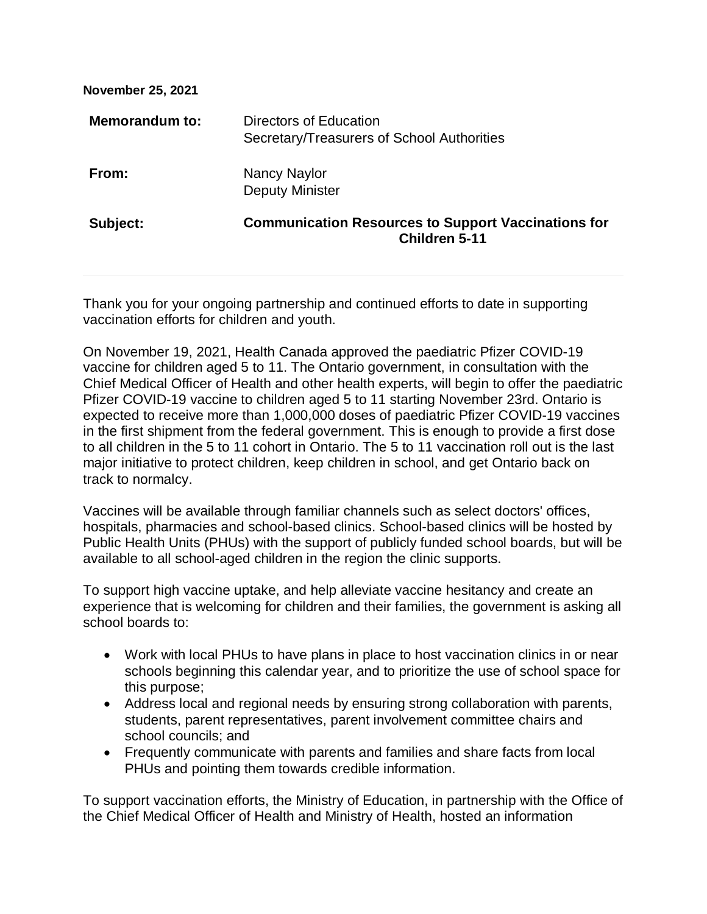**November 25, 2021**

| | |
|---|---|
| **Memorandum to:** | Directors of Education<br>Secretary/Treasurers of School Authorities |
| **From:** | Nancy Naylor<br>Deputy Minister |
| **Subject:** | **Communication Resources to Support Vaccinations for Children 5-11** |

Thank you for your ongoing partnership and continued efforts to date in supporting vaccination efforts for children and youth.

On November 19, 2021, Health Canada approved the paediatric Pfizer COVID-19 vaccine for children aged 5 to 11. The Ontario government, in consultation with the Chief Medical Officer of Health and other health experts, will begin to offer the paediatric Pfizer COVID-19 vaccine to children aged 5 to 11 starting November 23rd. Ontario is expected to receive more than 1,000,000 doses of paediatric Pfizer COVID-19 vaccines in the first shipment from the federal government. This is enough to provide a first dose to all children in the 5 to 11 cohort in Ontario. The 5 to 11 vaccination roll out is the last major initiative to protect children, keep children in school, and get Ontario back on track to normalcy.

Vaccines will be available through familiar channels such as select doctors' offices, hospitals, pharmacies and school-based clinics. School-based clinics will be hosted by Public Health Units (PHUs) with the support of publicly funded school boards, but will be available to all school-aged children in the region the clinic supports.

To support high vaccine uptake, and help alleviate vaccine hesitancy and create an experience that is welcoming for children and their families, the government is asking all school boards to:

- Work with local PHUs to have plans in place to host vaccination clinics in or near schools beginning this calendar year, and to prioritize the use of school space for this purpose;
- Address local and regional needs by ensuring strong collaboration with parents, students, parent representatives, parent involvement committee chairs and school councils; and
- Frequently communicate with parents and families and share facts from local PHUs and pointing them towards credible information.

To support vaccination efforts, the Ministry of Education, in partnership with the Office of the Chief Medical Officer of Health and Ministry of Health, hosted an information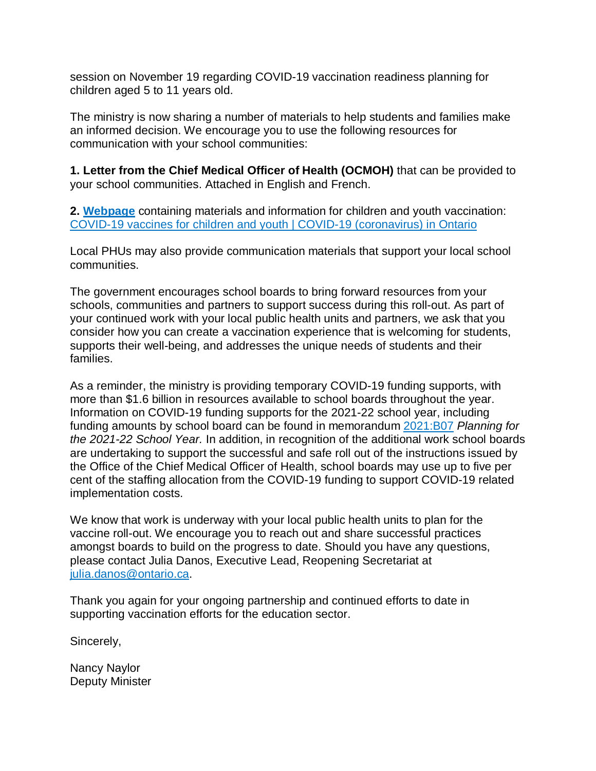session on November 19 regarding COVID-19 vaccination readiness planning for children aged 5 to 11 years old.

The ministry is now sharing a number of materials to help students and families make an informed decision. We encourage you to use the following resources for communication with your school communities:

**1. Letter from the Chief Medical Officer of Health (OCMOH)** that can be provided to your school communities. Attached in English and French.

**2. [Webpage](#)** containing materials and information for children and youth vaccination: [COVID-19 vaccines for children and youth | COVID-19 (coronavirus) in Ontario](#)

Local PHUs may also provide communication materials that support your local school communities.

The government encourages school boards to bring forward resources from your schools, communities and partners to support success during this roll-out. As part of your continued work with your local public health units and partners, we ask that you consider how you can create a vaccination experience that is welcoming for students, supports their well-being, and addresses the unique needs of students and their families.

As a reminder, the ministry is providing temporary COVID-19 funding supports, with more than $1.6 billion in resources available to school boards throughout the year. Information on COVID-19 funding supports for the 2021-22 school year, including funding amounts by school board can be found in memorandum [2021:B07](#) *Planning for the 2021-22 School Year.* In addition, in recognition of the additional work school boards are undertaking to support the successful and safe roll out of the instructions issued by the Office of the Chief Medical Officer of Health, school boards may use up to five per cent of the staffing allocation from the COVID-19 funding to support COVID-19 related implementation costs.

We know that work is underway with your local public health units to plan for the vaccine roll-out. We encourage you to reach out and share successful practices amongst boards to build on the progress to date. Should you have any questions, please contact Julia Danos, Executive Lead, Reopening Secretariat at [julia.danos@ontario.ca](mailto:julia.danos@ontario.ca).

Thank you again for your ongoing partnership and continued efforts to date in supporting vaccination efforts for the education sector.

Sincerely,

Nancy Naylor
Deputy Minister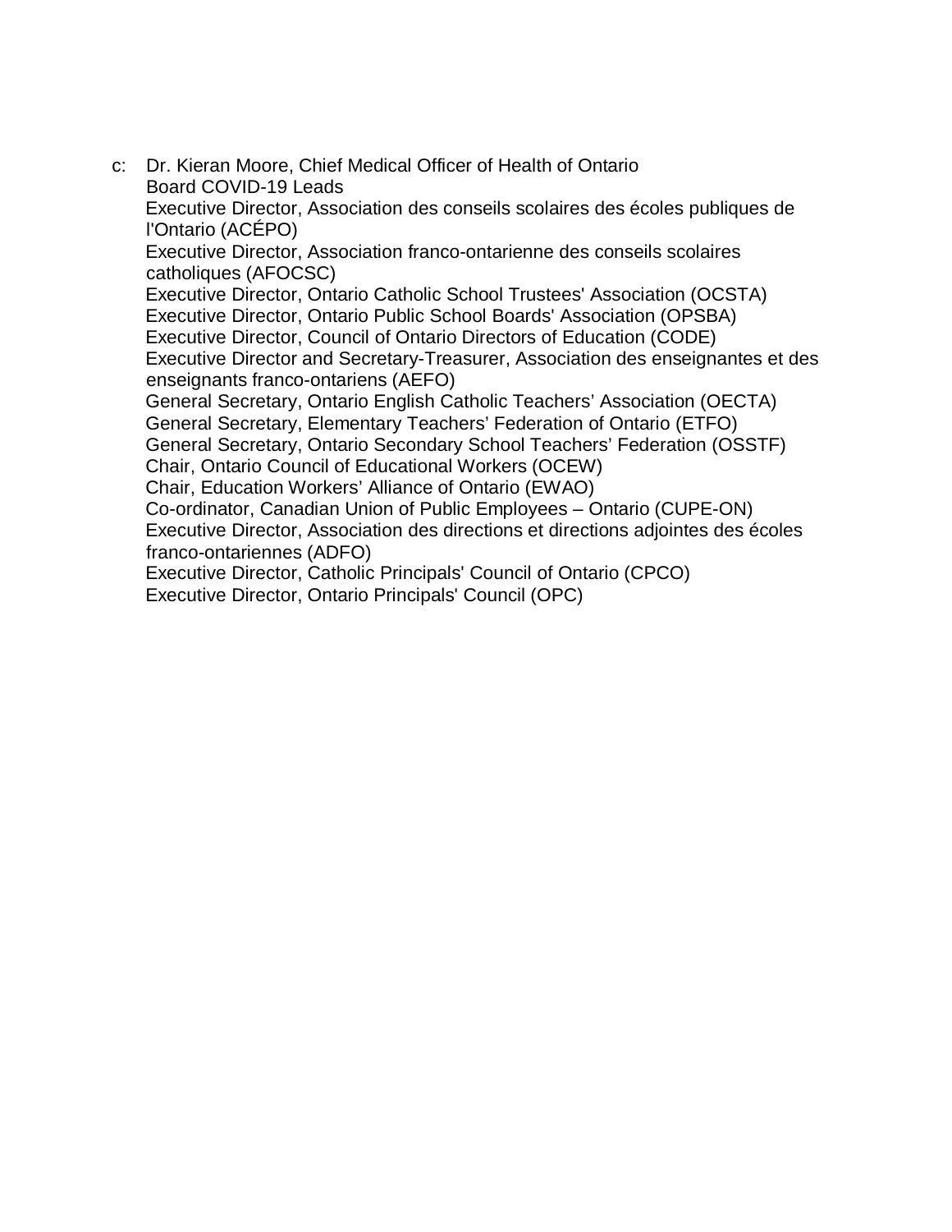c: Dr. Kieran Moore, Chief Medical Officer of Health of Ontario
Board COVID-19 Leads
Executive Director, Association des conseils scolaires des écoles publiques de l'Ontario (ACÉPO)
Executive Director, Association franco-ontarienne des conseils scolaires catholiques (AFOCSC)
Executive Director, Ontario Catholic School Trustees' Association (OCSTA)
Executive Director, Ontario Public School Boards' Association (OPSBA)
Executive Director, Council of Ontario Directors of Education (CODE)
Executive Director and Secretary-Treasurer, Association des enseignantes et des enseignants franco-ontariens (AEFO)
General Secretary, Ontario English Catholic Teachers' Association (OECTA)
General Secretary, Elementary Teachers' Federation of Ontario (ETFO)
General Secretary, Ontario Secondary School Teachers' Federation (OSSTF)
Chair, Ontario Council of Educational Workers (OCEW)
Chair, Education Workers' Alliance of Ontario (EWAO)
Co-ordinator, Canadian Union of Public Employees – Ontario (CUPE-ON)
Executive Director, Association des directions et directions adjointes des écoles franco-ontariennes (ADFO)
Executive Director, Catholic Principals' Council of Ontario (CPCO)
Executive Director, Ontario Principals' Council (OPC)